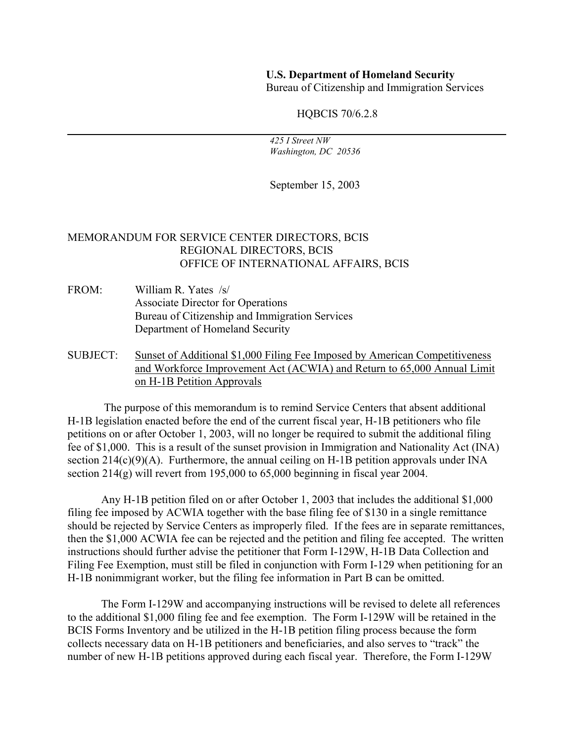**U.S. Department of Homeland Security**
Bureau of Citizenship and Immigration Services

HQBCIS 70/6.2.8

---

*425 I Street NW*
*Washington, DC 20536*

September 15, 2003

MEMORANDUM FOR SERVICE CENTER DIRECTORS, BCIS
REGIONAL DIRECTORS, BCIS
OFFICE OF INTERNATIONAL AFFAIRS, BCIS

FROM: William R. Yates /s/
Associate Director for Operations
Bureau of Citizenship and Immigration Services
Department of Homeland Security

SUBJECT: Sunset of Additional $1,000 Filing Fee Imposed by American Competitiveness and Workforce Improvement Act (ACWIA) and Return to 65,000 Annual Limit on H-1B Petition Approvals

The purpose of this memorandum is to remind Service Centers that absent additional H-1B legislation enacted before the end of the current fiscal year, H-1B petitioners who file petitions on or after October 1, 2003, will no longer be required to submit the additional filing fee of $1,000. This is a result of the sunset provision in Immigration and Nationality Act (INA) section 214(c)(9)(A). Furthermore, the annual ceiling on H-1B petition approvals under INA section 214(g) will revert from 195,000 to 65,000 beginning in fiscal year 2004.

Any H-1B petition filed on or after October 1, 2003 that includes the additional $1,000 filing fee imposed by ACWIA together with the base filing fee of $130 in a single remittance should be rejected by Service Centers as improperly filed. If the fees are in separate remittances, then the $1,000 ACWIA fee can be rejected and the petition and filing fee accepted. The written instructions should further advise the petitioner that Form I-129W, H-1B Data Collection and Filing Fee Exemption, must still be filed in conjunction with Form I-129 when petitioning for an H-1B nonimmigrant worker, but the filing fee information in Part B can be omitted.

The Form I-129W and accompanying instructions will be revised to delete all references to the additional $1,000 filing fee and fee exemption. The Form I-129W will be retained in the BCIS Forms Inventory and be utilized in the H-1B petition filing process because the form collects necessary data on H-1B petitioners and beneficiaries, and also serves to "track" the number of new H-1B petitions approved during each fiscal year. Therefore, the Form I-129W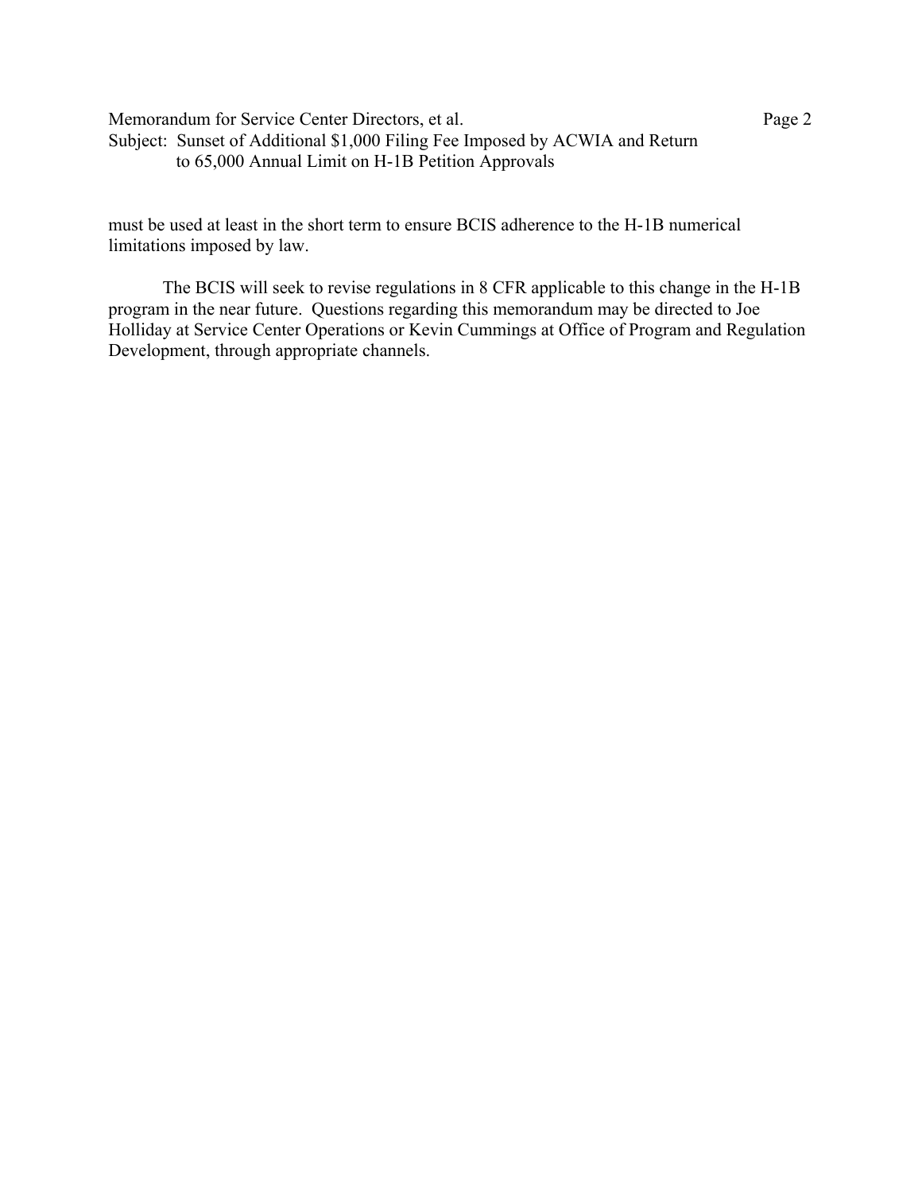must be used at least in the short term to ensure BCIS adherence to the H-1B numerical limitations imposed by law.

The BCIS will seek to revise regulations in 8 CFR applicable to this change in the H-1B program in the near future. Questions regarding this memorandum may be directed to Joe Holliday at Service Center Operations or Kevin Cummings at Office of Program and Regulation Development, through appropriate channels.